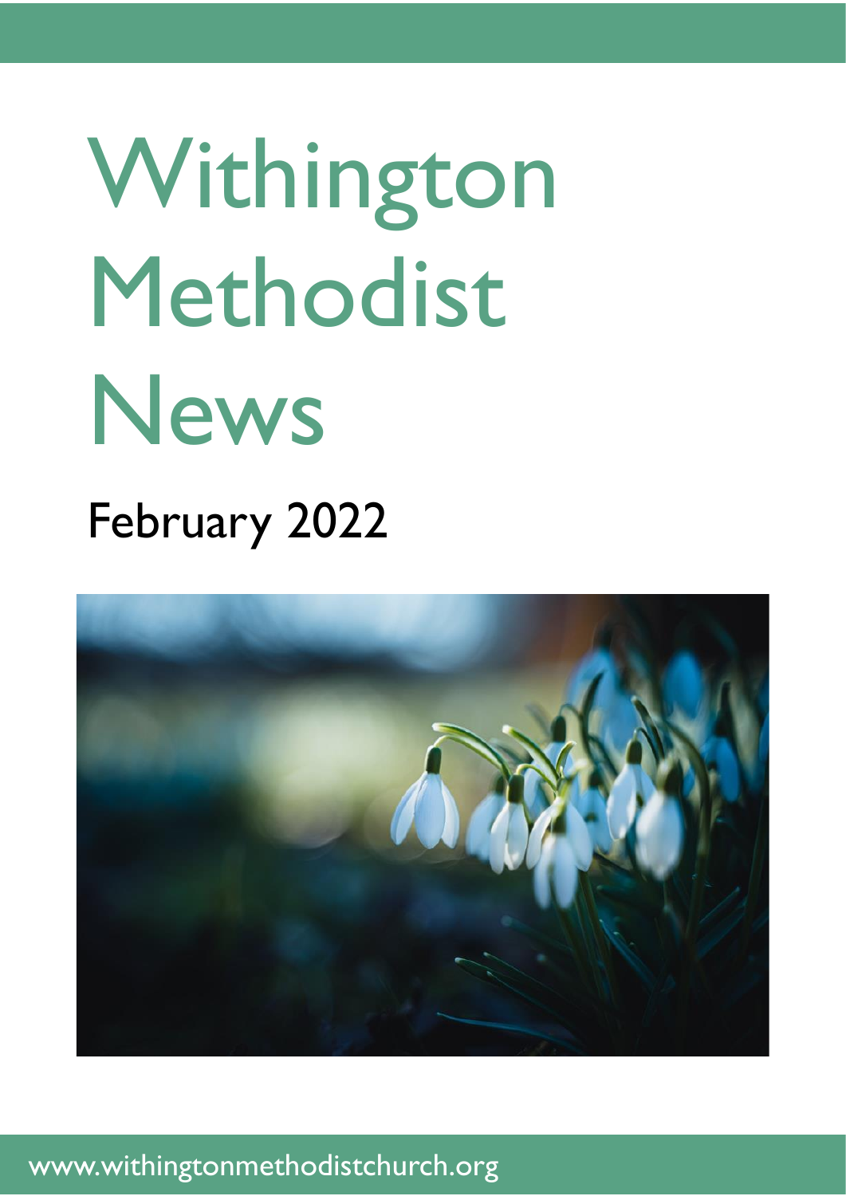# Withington Methodist News

## February 2022

www.withingtonmethodistchurch.org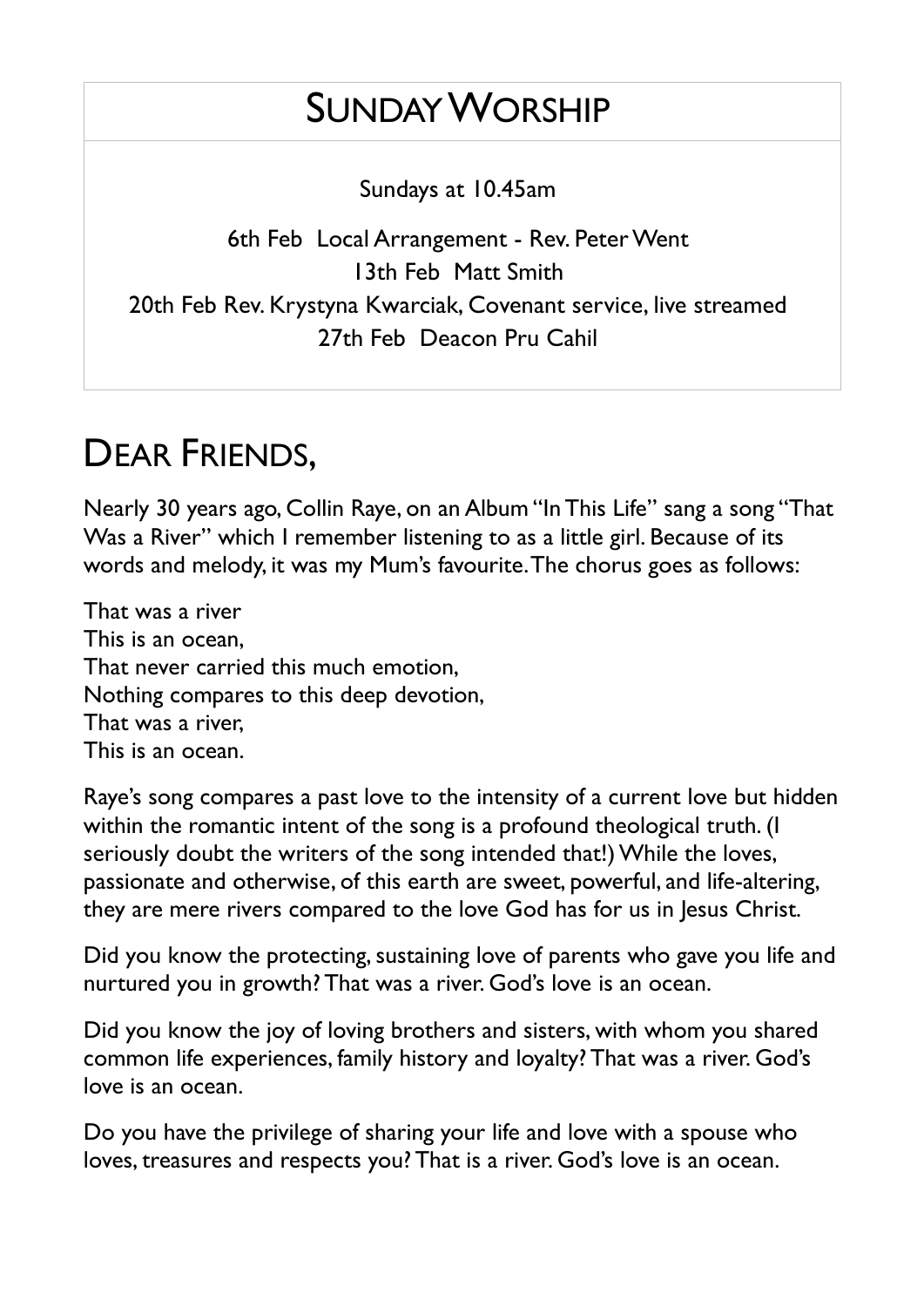## Sunday Worship

Sundays at 10.45am

6th Feb Local Arrangement - Rev. Peter Went
13th Feb Matt Smith
20th Feb Rev. Krystyna Kwarciak, Covenant service, live streamed
27th Feb Deacon Pru Cahil

## Dear Friends,

Nearly 30 years ago, Collin Raye, on an Album "In This Life" sang a song "That Was a River" which I remember listening to as a little girl. Because of its words and melody, it was my Mum's favourite. The chorus goes as follows:

That was a river
This is an ocean,
That never carried this much emotion,
Nothing compares to this deep devotion,
That was a river,
This is an ocean.

Raye's song compares a past love to the intensity of a current love but hidden within the romantic intent of the song is a profound theological truth. (I seriously doubt the writers of the song intended that!) While the loves, passionate and otherwise, of this earth are sweet, powerful, and life-altering, they are mere rivers compared to the love God has for us in Jesus Christ.

Did you know the protecting, sustaining love of parents who gave you life and nurtured you in growth? That was a river. God's love is an ocean.

Did you know the joy of loving brothers and sisters, with whom you shared common life experiences, family history and loyalty? That was a river. God's love is an ocean.

Do you have the privilege of sharing your life and love with a spouse who loves, treasures and respects you? That is a river. God's love is an ocean.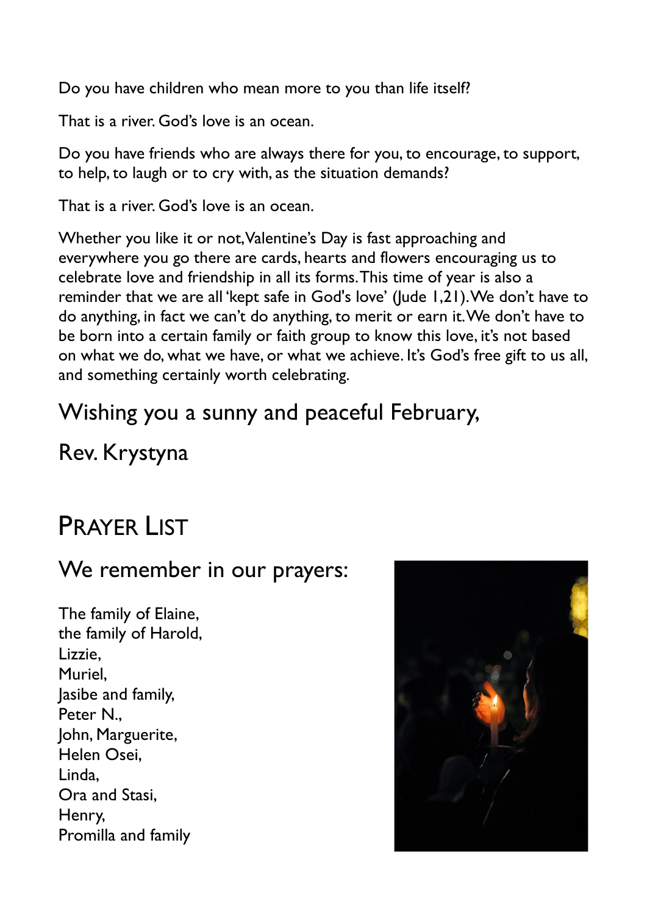Do you have children who mean more to you than life itself?

That is a river. God's love is an ocean.

Do you have friends who are always there for you, to encourage, to support, to help, to laugh or to cry with, as the situation demands?

That is a river. God's love is an ocean.

Whether you like it or not, Valentine's Day is fast approaching and everywhere you go there are cards, hearts and flowers encouraging us to celebrate love and friendship in all its forms. This time of year is also a reminder that we are all 'kept safe in God's love' (Jude 1,21). We don't have to do anything, in fact we can't do anything, to merit or earn it. We don't have to be born into a certain family or faith group to know this love, it's not based on what we do, what we have, or what we achieve. It's God's free gift to us all, and something certainly worth celebrating.

Wishing you a sunny and peaceful February,

Rev. Krystyna

# PRAYER LIST

## We remember in our prayers:

The family of Elaine,
the family of Harold,
Lizzie,
Muriel,
Jasibe and family,
Peter N.,
John, Marguerite,
Helen Osei,
Linda,
Ora and Stasi,
Henry,
Promilla and family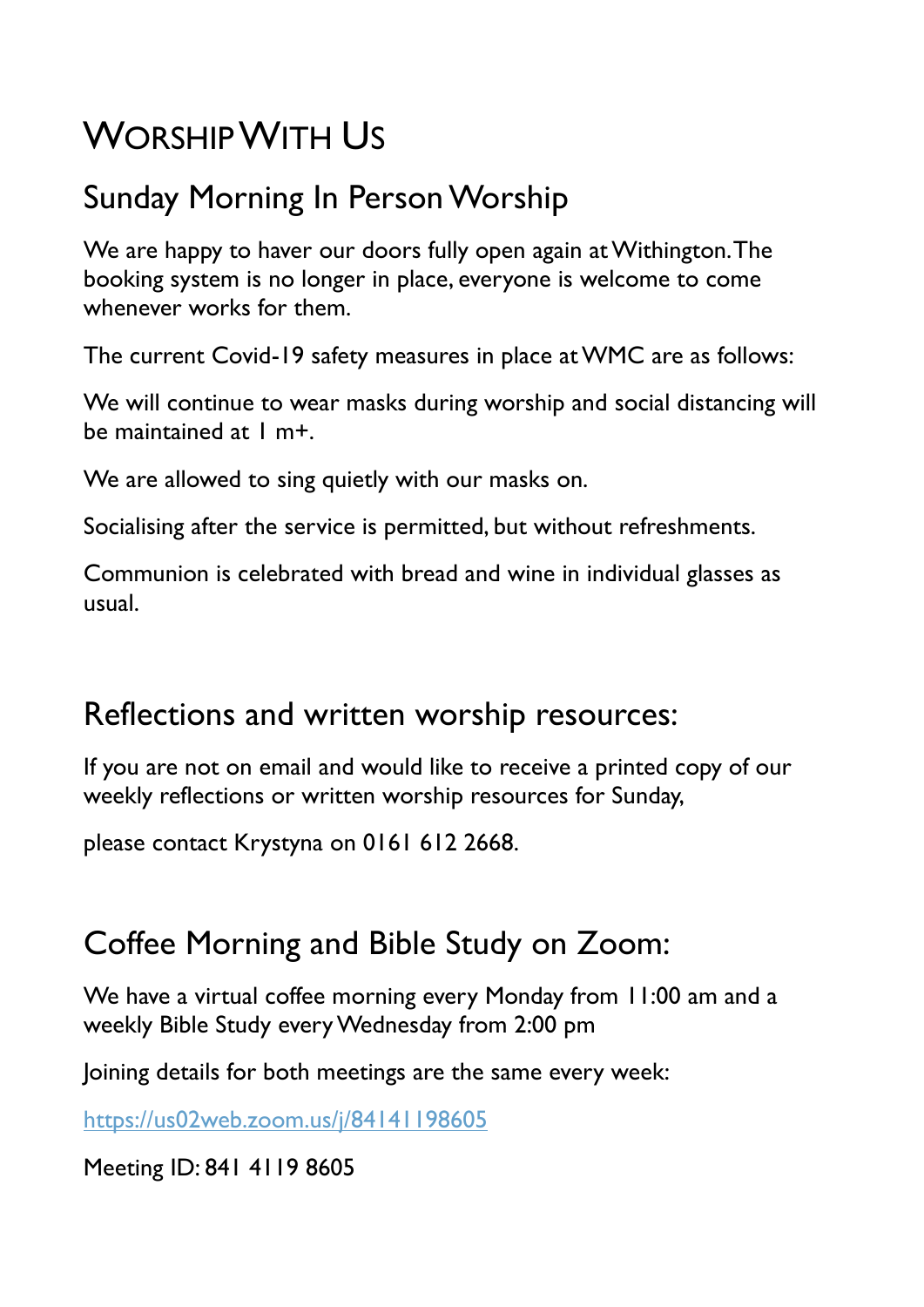# Worship With Us

## Sunday Morning In Person Worship

We are happy to haver our doors fully open again at Withington. The booking system is no longer in place, everyone is welcome to come whenever works for them.

The current Covid-19 safety measures in place at WMC are as follows:

We will continue to wear masks during worship and social distancing will be maintained at 1 m+.

We are allowed to sing quietly with our masks on.

Socialising after the service is permitted, but without refreshments.

Communion is celebrated with bread and wine in individual glasses as usual.

## Reflections and written worship resources:

If you are not on email and would like to receive a printed copy of our weekly reflections or written worship resources for Sunday,

please contact Krystyna on 0161 612 2668.

## Coffee Morning and Bible Study on Zoom:

We have a virtual coffee morning every Monday from 11:00 am and a weekly Bible Study every Wednesday from 2:00 pm

Joining details for both meetings are the same every week:

https://us02web.zoom.us/j/84141198605

Meeting ID: 841 4119 8605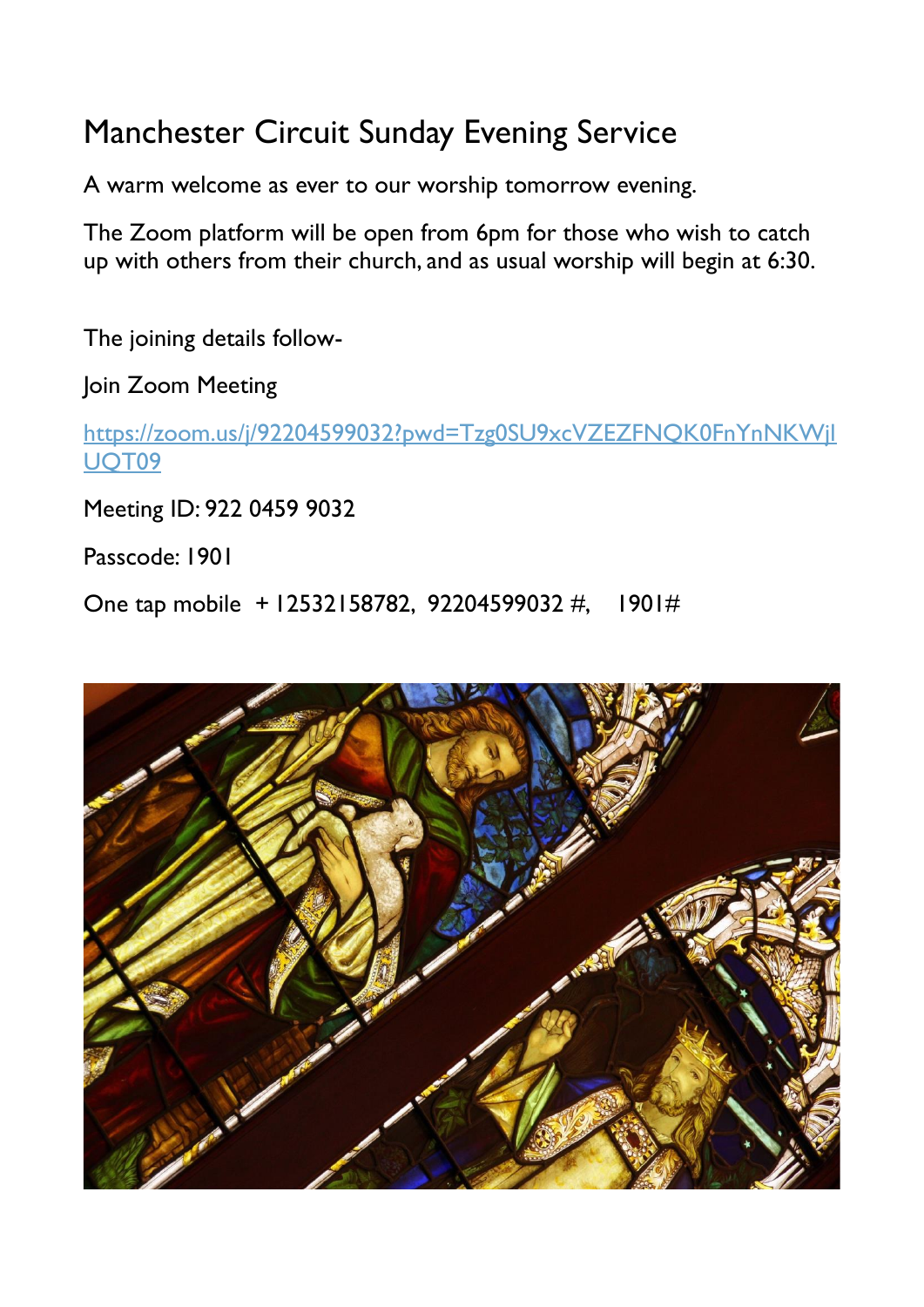# Manchester Circuit Sunday Evening Service

A warm welcome as ever to our worship tomorrow evening.

The Zoom platform will be open from 6pm for those who wish to catch up with others from their church, and as usual worship will begin at 6:30.

The joining details follow-

Join Zoom Meeting

https://zoom.us/j/92204599032?pwd=Tzg0SU9xcVZEZFNQK0FnYnNKWjlUQT09

Meeting ID: 922 0459 9032

Passcode: 1901

One tap mobile +12532158782, 92204599032 #, 1901#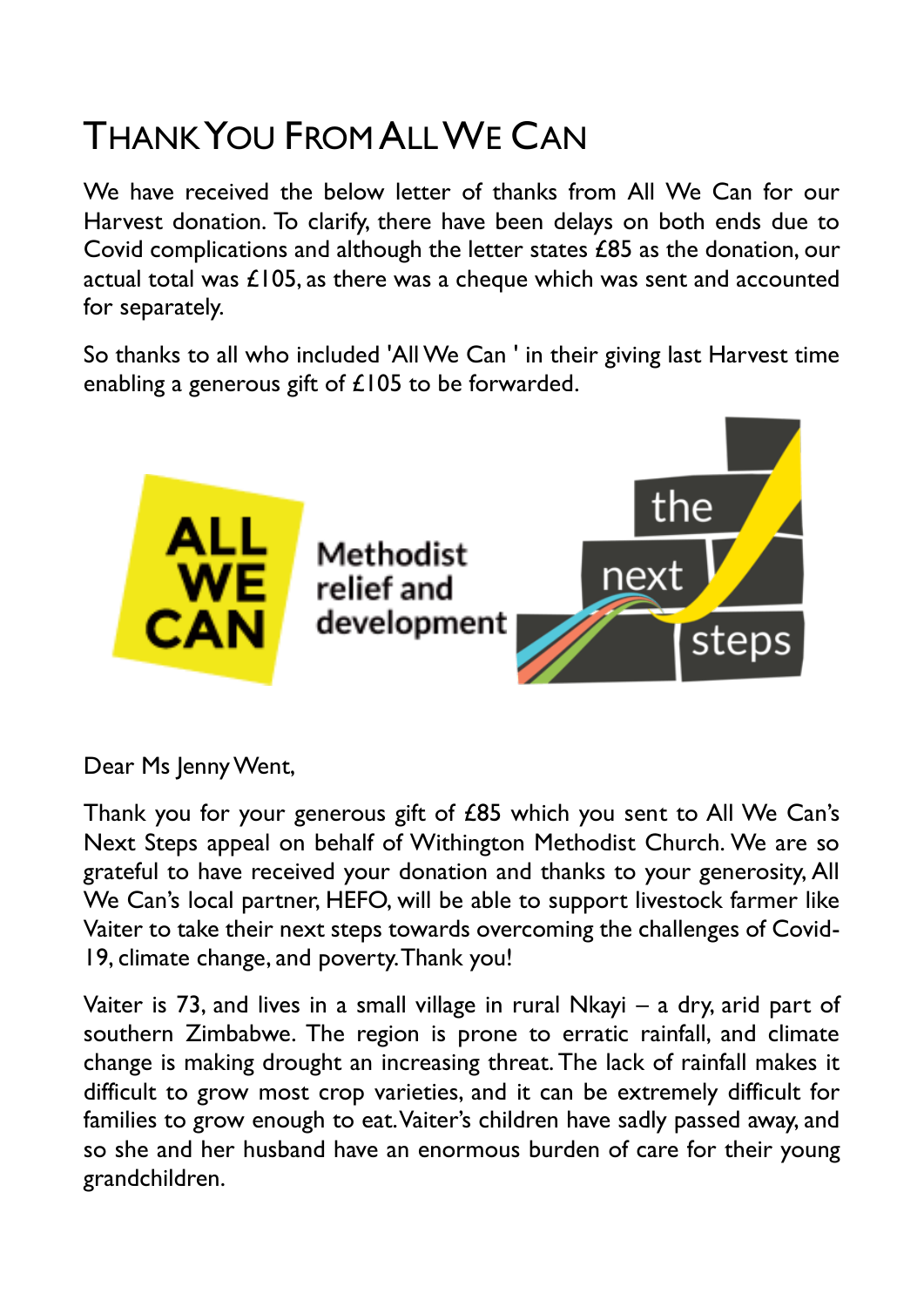# Thank You From All We Can

We have received the below letter of thanks from All We Can for our Harvest donation. To clarify, there have been delays on both ends due to Covid complications and although the letter states £85 as the donation, our actual total was £105, as there was a cheque which was sent and accounted for separately.

So thanks to all who included 'All We Can ' in their giving last Harvest time enabling a generous gift of £105 to be forwarded.

ALL WE CAN Methodist relief and development — the next steps

Dear Ms Jenny Went,

Thank you for your generous gift of £85 which you sent to All We Can's Next Steps appeal on behalf of Withington Methodist Church. We are so grateful to have received your donation and thanks to your generosity, All We Can's local partner, HEFO, will be able to support livestock farmer like Vaiter to take their next steps towards overcoming the challenges of Covid-19, climate change, and poverty. Thank you!

Vaiter is 73, and lives in a small village in rural Nkayi – a dry, arid part of southern Zimbabwe. The region is prone to erratic rainfall, and climate change is making drought an increasing threat. The lack of rainfall makes it difficult to grow most crop varieties, and it can be extremely difficult for families to grow enough to eat. Vaiter's children have sadly passed away, and so she and her husband have an enormous burden of care for their young grandchildren.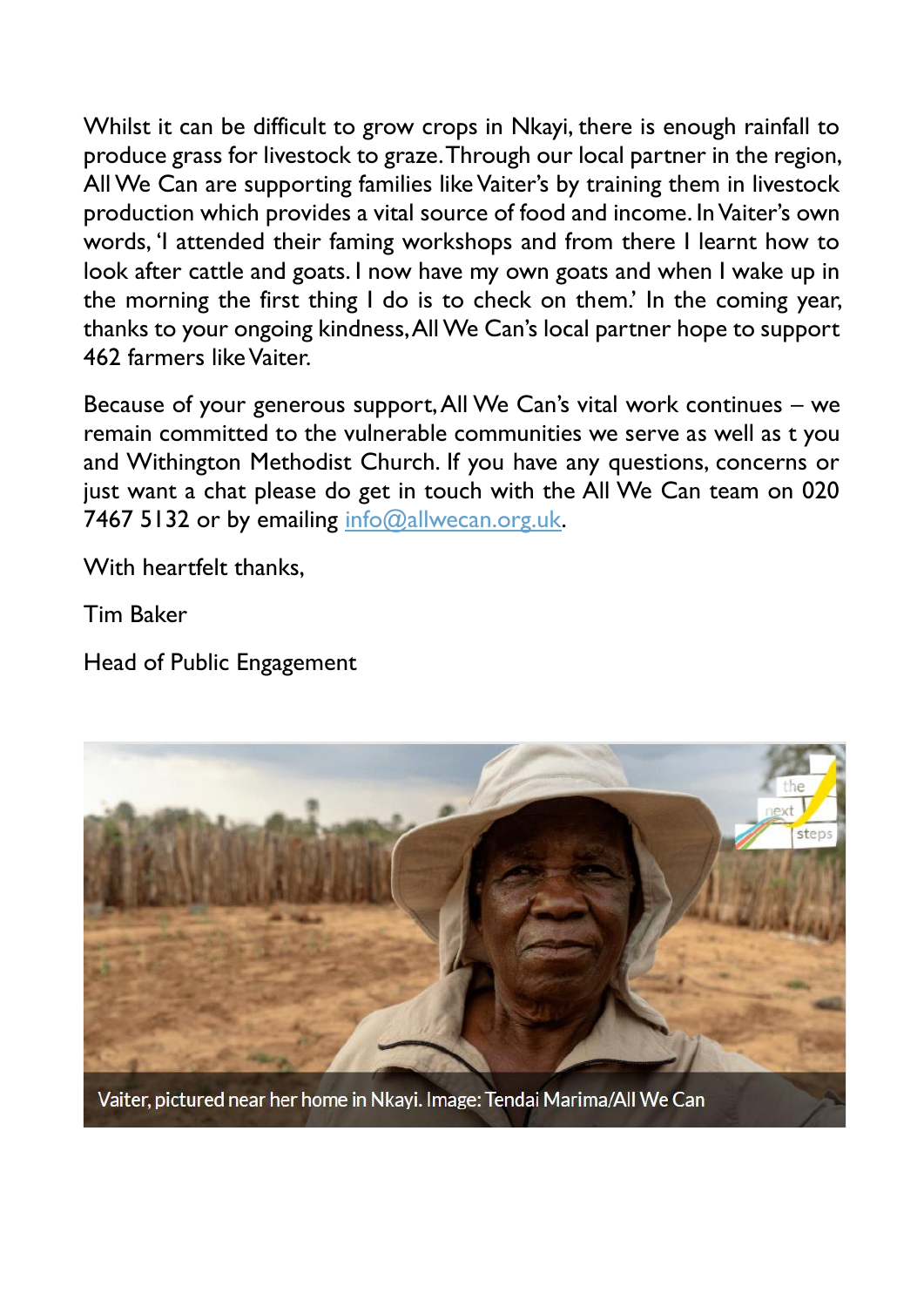Whilst it can be difficult to grow crops in Nkayi, there is enough rainfall to produce grass for livestock to graze. Through our local partner in the region, All We Can are supporting families like Vaiter's by training them in livestock production which provides a vital source of food and income. In Vaiter's own words, 'I attended their faming workshops and from there I learnt how to look after cattle and goats. I now have my own goats and when I wake up in the morning the first thing I do is to check on them.' In the coming year, thanks to your ongoing kindness, All We Can's local partner hope to support 462 farmers like Vaiter.

Because of your generous support, All We Can's vital work continues – we remain committed to the vulnerable communities we serve as well as t you and Withington Methodist Church. If you have any questions, concerns or just want a chat please do get in touch with the All We Can team on 020 7467 5132 or by emailing [info@allwecan.org.uk](mailto:info@allwecan.org.uk).

With heartfelt thanks,

Tim Baker

Head of Public Engagement

Vaiter, pictured near her home in Nkayi. Image: Tendai Marima/All We Can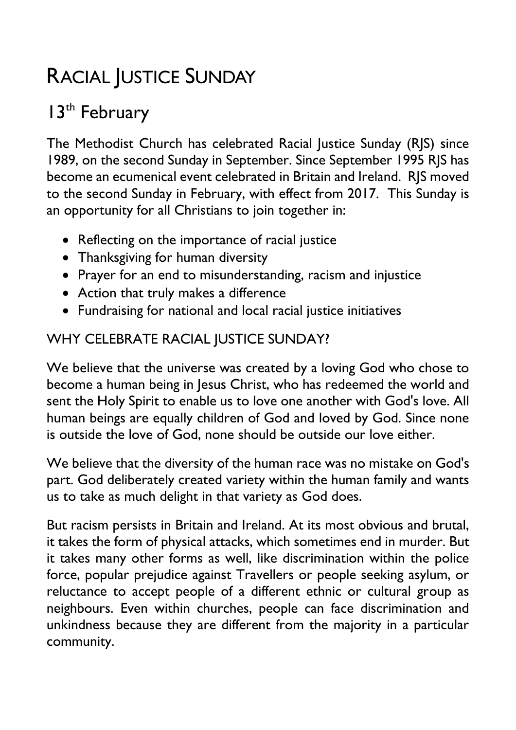# RACIAL JUSTICE SUNDAY

## 13th February

The Methodist Church has celebrated Racial Justice Sunday (RJS) since 1989, on the second Sunday in September. Since September 1995 RJS has become an ecumenical event celebrated in Britain and Ireland. RJS moved to the second Sunday in February, with effect from 2017. This Sunday is an opportunity for all Christians to join together in:

- Reflecting on the importance of racial justice
- Thanksgiving for human diversity
- Prayer for an end to misunderstanding, racism and injustice
- Action that truly makes a difference
- Fundraising for national and local racial justice initiatives

### WHY CELEBRATE RACIAL JUSTICE SUNDAY?

We believe that the universe was created by a loving God who chose to become a human being in Jesus Christ, who has redeemed the world and sent the Holy Spirit to enable us to love one another with God's love. All human beings are equally children of God and loved by God. Since none is outside the love of God, none should be outside our love either.

We believe that the diversity of the human race was no mistake on God's part. God deliberately created variety within the human family and wants us to take as much delight in that variety as God does.

But racism persists in Britain and Ireland. At its most obvious and brutal, it takes the form of physical attacks, which sometimes end in murder. But it takes many other forms as well, like discrimination within the police force, popular prejudice against Travellers or people seeking asylum, or reluctance to accept people of a different ethnic or cultural group as neighbours. Even within churches, people can face discrimination and unkindness because they are different from the majority in a particular community.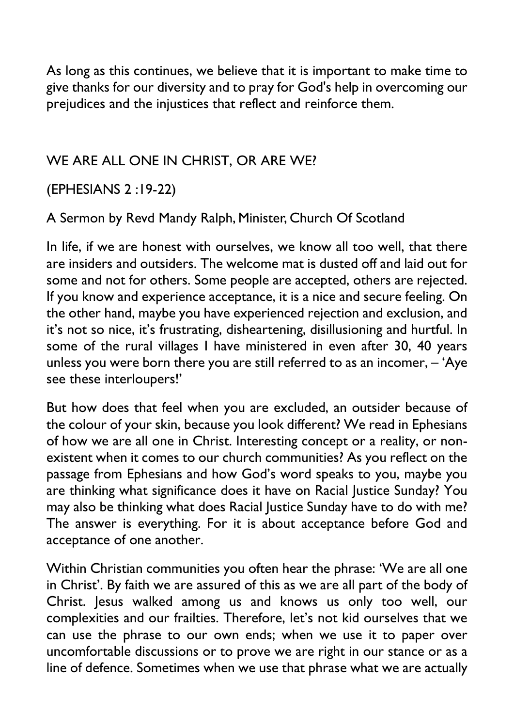As long as this continues, we believe that it is important to make time to give thanks for our diversity and to pray for God's help in overcoming our prejudices and the injustices that reflect and reinforce them.

## WE ARE ALL ONE IN CHRIST, OR ARE WE?

(EPHESIANS 2 :19-22)

A Sermon by Revd Mandy Ralph, Minister, Church Of Scotland

In life, if we are honest with ourselves, we know all too well, that there are insiders and outsiders. The welcome mat is dusted off and laid out for some and not for others. Some people are accepted, others are rejected. If you know and experience acceptance, it is a nice and secure feeling. On the other hand, maybe you have experienced rejection and exclusion, and it's not so nice, it's frustrating, disheartening, disillusioning and hurtful. In some of the rural villages I have ministered in even after 30, 40 years unless you were born there you are still referred to as an incomer, – 'Aye see these interloupers!'

But how does that feel when you are excluded, an outsider because of the colour of your skin, because you look different? We read in Ephesians of how we are all one in Christ. Interesting concept or a reality, or non-existent when it comes to our church communities? As you reflect on the passage from Ephesians and how God's word speaks to you, maybe you are thinking what significance does it have on Racial Justice Sunday? You may also be thinking what does Racial Justice Sunday have to do with me? The answer is everything. For it is about acceptance before God and acceptance of one another.

Within Christian communities you often hear the phrase: 'We are all one in Christ'. By faith we are assured of this as we are all part of the body of Christ. Jesus walked among us and knows us only too well, our complexities and our frailties. Therefore, let's not kid ourselves that we can use the phrase to our own ends; when we use it to paper over uncomfortable discussions or to prove we are right in our stance or as a line of defence. Sometimes when we use that phrase what we are actually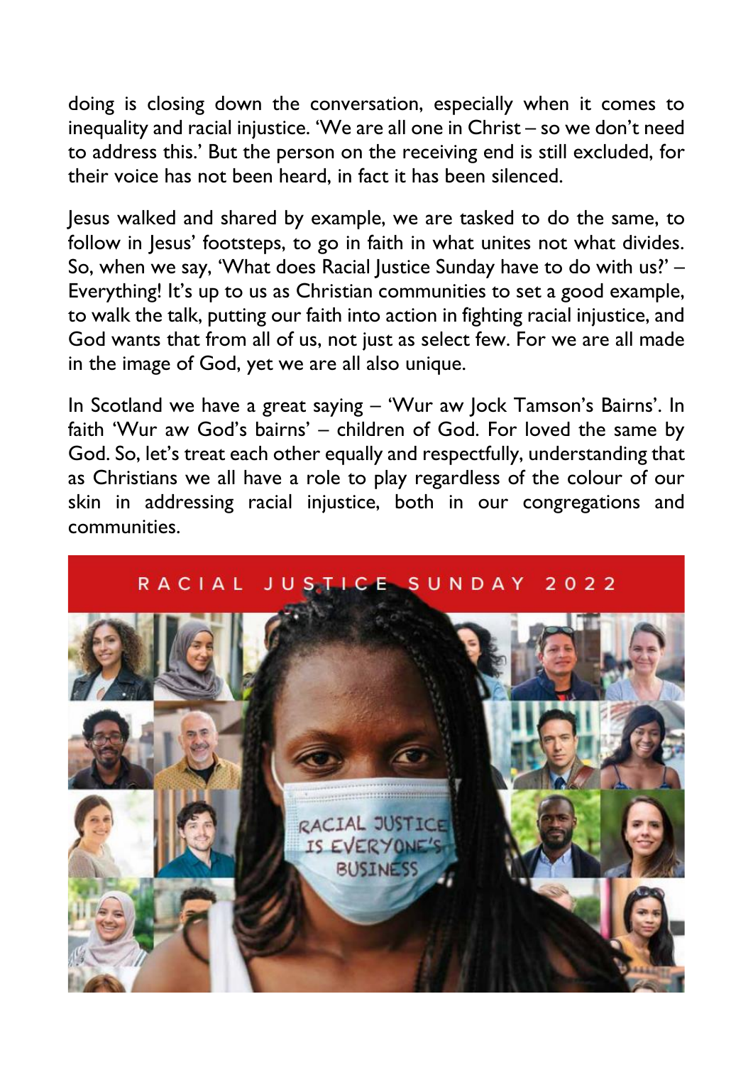doing is closing down the conversation, especially when it comes to inequality and racial injustice. 'We are all one in Christ – so we don't need to address this.' But the person on the receiving end is still excluded, for their voice has not been heard, in fact it has been silenced.

Jesus walked and shared by example, we are tasked to do the same, to follow in Jesus' footsteps, to go in faith in what unites not what divides. So, when we say, 'What does Racial Justice Sunday have to do with us?' – Everything! It's up to us as Christian communities to set a good example, to walk the talk, putting our faith into action in fighting racial injustice, and God wants that from all of us, not just as select few. For we are all made in the image of God, yet we are all also unique.

In Scotland we have a great saying – 'Wur aw Jock Tamson's Bairns'. In faith 'Wur aw God's bairns' – children of God. For loved the same by God. So, let's treat each other equally and respectfully, understanding that as Christians we all have a role to play regardless of the colour of our skin in addressing racial injustice, both in our congregations and communities.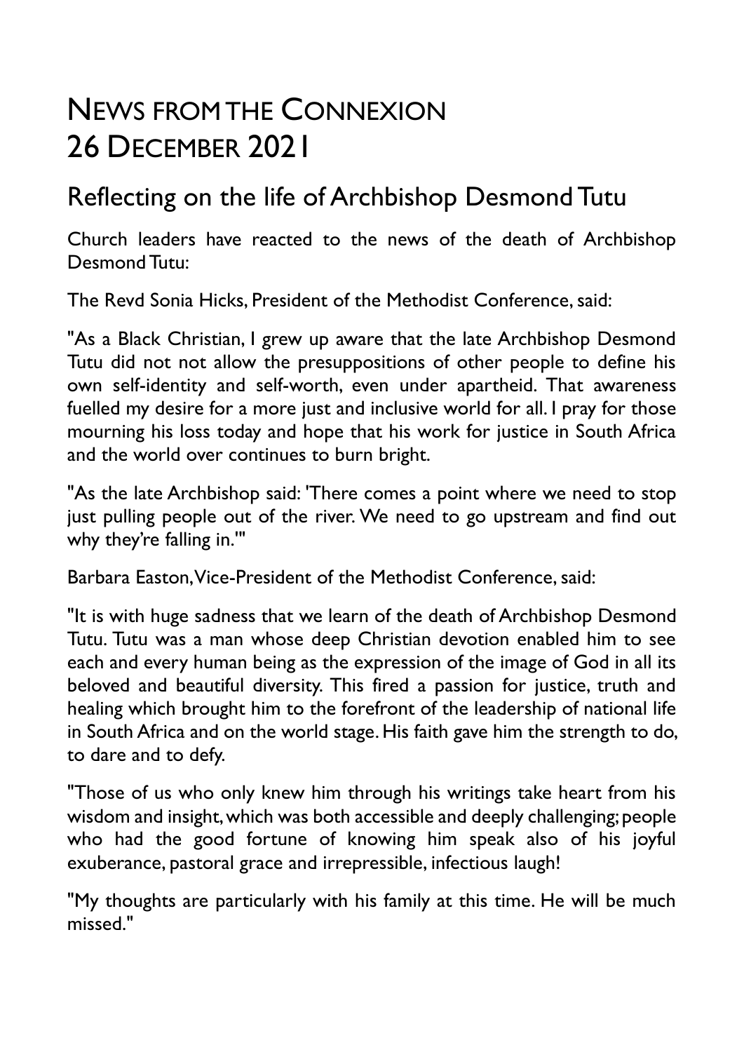# NEWS FROM THE CONNEXION 26 DECEMBER 2021

## Reflecting on the life of Archbishop Desmond Tutu

Church leaders have reacted to the news of the death of Archbishop Desmond Tutu:

The Revd Sonia Hicks, President of the Methodist Conference, said:

"As a Black Christian, I grew up aware that the late Archbishop Desmond Tutu did not not allow the presuppositions of other people to define his own self-identity and self-worth, even under apartheid. That awareness fuelled my desire for a more just and inclusive world for all. I pray for those mourning his loss today and hope that his work for justice in South Africa and the world over continues to burn bright.

"As the late Archbishop said: 'There comes a point where we need to stop just pulling people out of the river. We need to go upstream and find out why they're falling in.'"

Barbara Easton, Vice-President of the Methodist Conference, said:

"It is with huge sadness that we learn of the death of Archbishop Desmond Tutu. Tutu was a man whose deep Christian devotion enabled him to see each and every human being as the expression of the image of God in all its beloved and beautiful diversity. This fired a passion for justice, truth and healing which brought him to the forefront of the leadership of national life in South Africa and on the world stage. His faith gave him the strength to do, to dare and to defy.

"Those of us who only knew him through his writings take heart from his wisdom and insight, which was both accessible and deeply challenging; people who had the good fortune of knowing him speak also of his joyful exuberance, pastoral grace and irrepressible, infectious laugh!

"My thoughts are particularly with his family at this time. He will be much missed."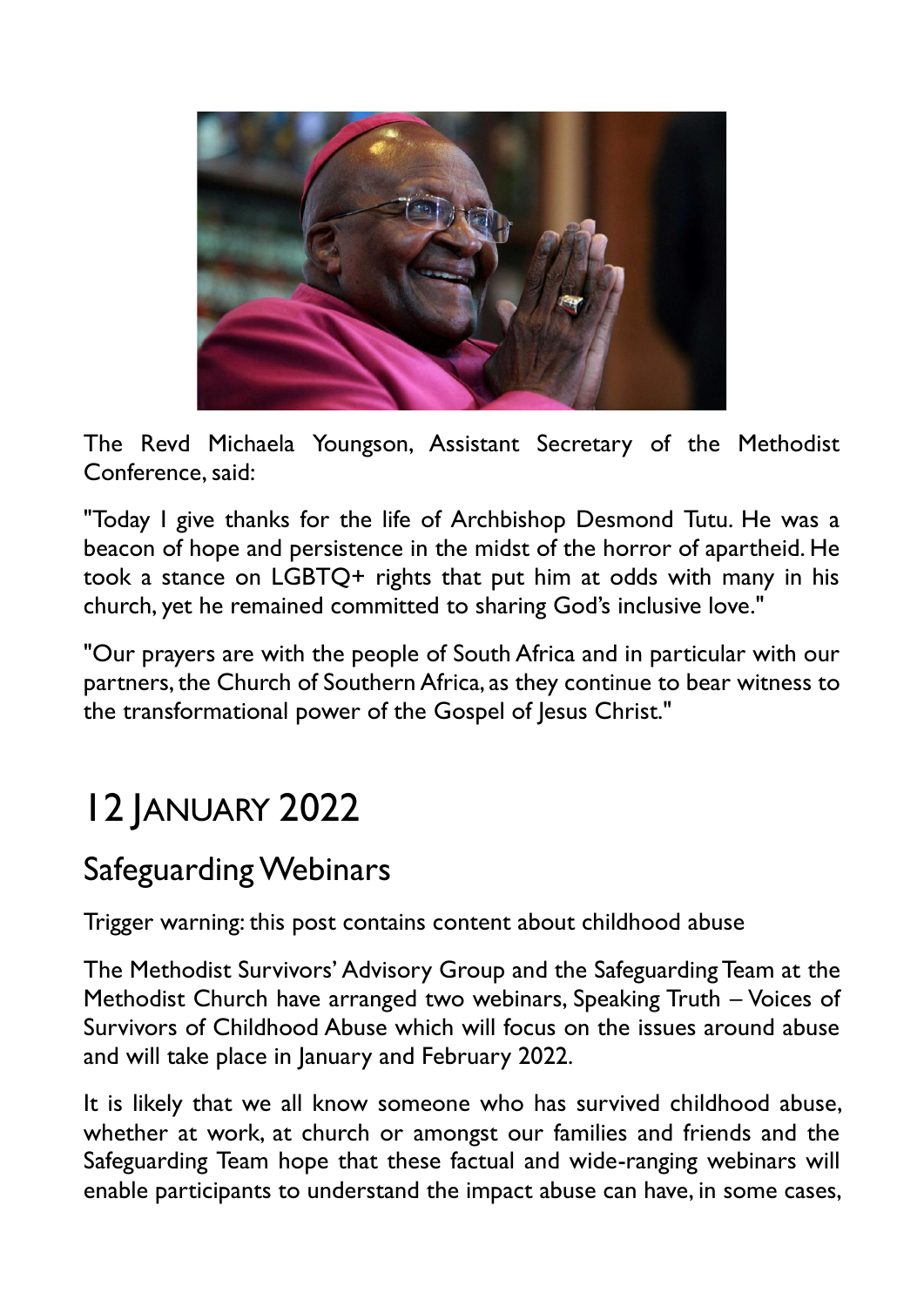The Revd Michaela Youngson, Assistant Secretary of the Methodist Conference, said:

"Today I give thanks for the life of Archbishop Desmond Tutu. He was a beacon of hope and persistence in the midst of the horror of apartheid. He took a stance on LGBTQ+ rights that put him at odds with many in his church, yet he remained committed to sharing God's inclusive love."

"Our prayers are with the people of South Africa and in particular with our partners, the Church of Southern Africa, as they continue to bear witness to the transformational power of the Gospel of Jesus Christ."

# 12 January 2022

## Safeguarding Webinars

Trigger warning: this post contains content about childhood abuse

The Methodist Survivors' Advisory Group and the Safeguarding Team at the Methodist Church have arranged two webinars, Speaking Truth – Voices of Survivors of Childhood Abuse which will focus on the issues around abuse and will take place in January and February 2022.

It is likely that we all know someone who has survived childhood abuse, whether at work, at church or amongst our families and friends and the Safeguarding Team hope that these factual and wide-ranging webinars will enable participants to understand the impact abuse can have, in some cases,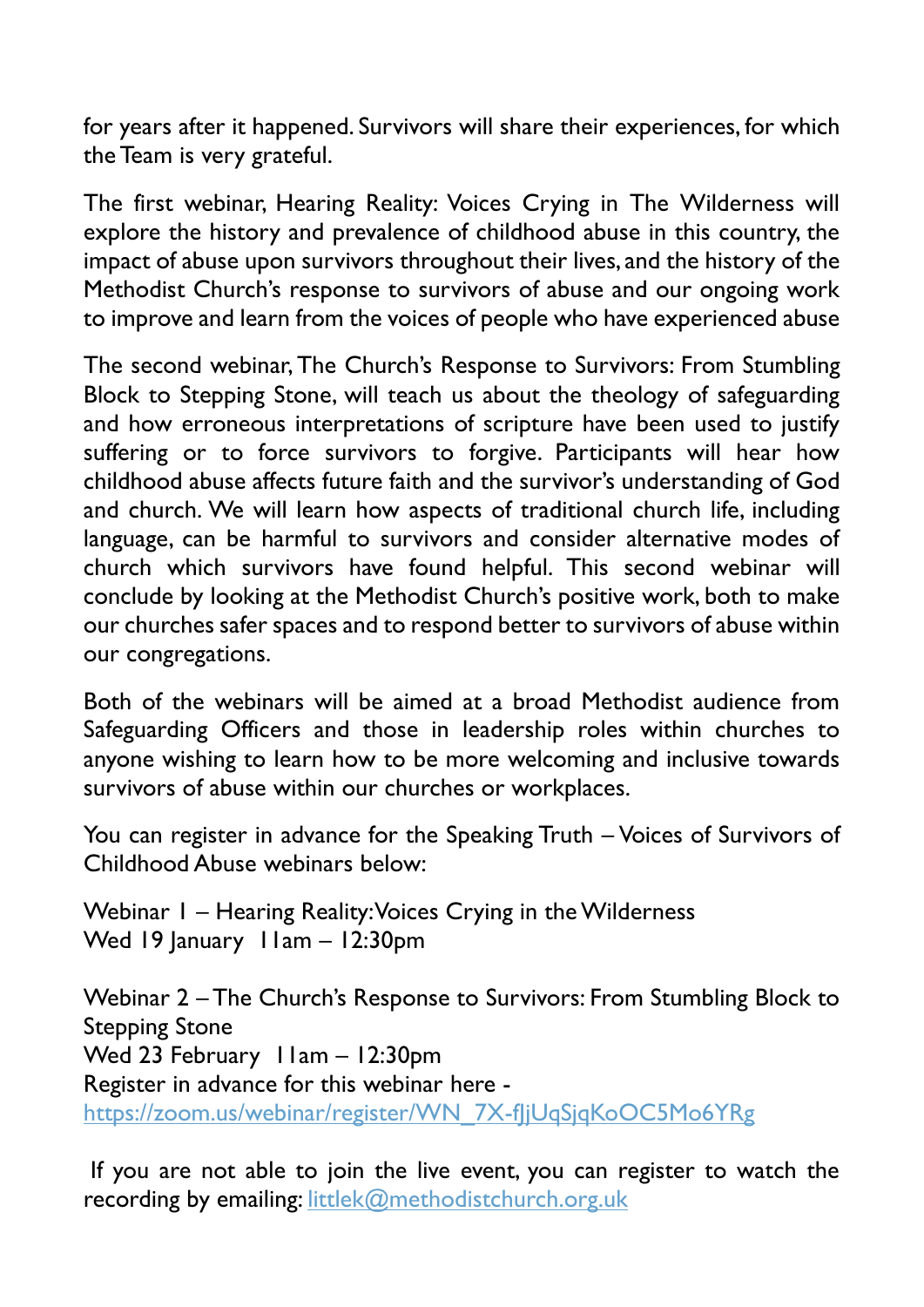for years after it happened. Survivors will share their experiences, for which the Team is very grateful.

The first webinar, Hearing Reality: Voices Crying in The Wilderness will explore the history and prevalence of childhood abuse in this country, the impact of abuse upon survivors throughout their lives, and the history of the Methodist Church's response to survivors of abuse and our ongoing work to improve and learn from the voices of people who have experienced abuse

The second webinar, The Church's Response to Survivors: From Stumbling Block to Stepping Stone, will teach us about the theology of safeguarding and how erroneous interpretations of scripture have been used to justify suffering or to force survivors to forgive. Participants will hear how childhood abuse affects future faith and the survivor's understanding of God and church. We will learn how aspects of traditional church life, including language, can be harmful to survivors and consider alternative modes of church which survivors have found helpful. This second webinar will conclude by looking at the Methodist Church's positive work, both to make our churches safer spaces and to respond better to survivors of abuse within our congregations.

Both of the webinars will be aimed at a broad Methodist audience from Safeguarding Officers and those in leadership roles within churches to anyone wishing to learn how to be more welcoming and inclusive towards survivors of abuse within our churches or workplaces.

You can register in advance for the Speaking Truth – Voices of Survivors of Childhood Abuse webinars below:

Webinar 1 – Hearing Reality: Voices Crying in the Wilderness
Wed 19 January 11am – 12:30pm

Webinar 2 – The Church's Response to Survivors: From Stumbling Block to Stepping Stone
Wed 23 February 11am – 12:30pm
Register in advance for this webinar here - https://zoom.us/webinar/register/WN_7X-fJjUqSjqKoOC5Mo6YRg

If you are not able to join the live event, you can register to watch the recording by emailing: littlek@methodistchurch.org.uk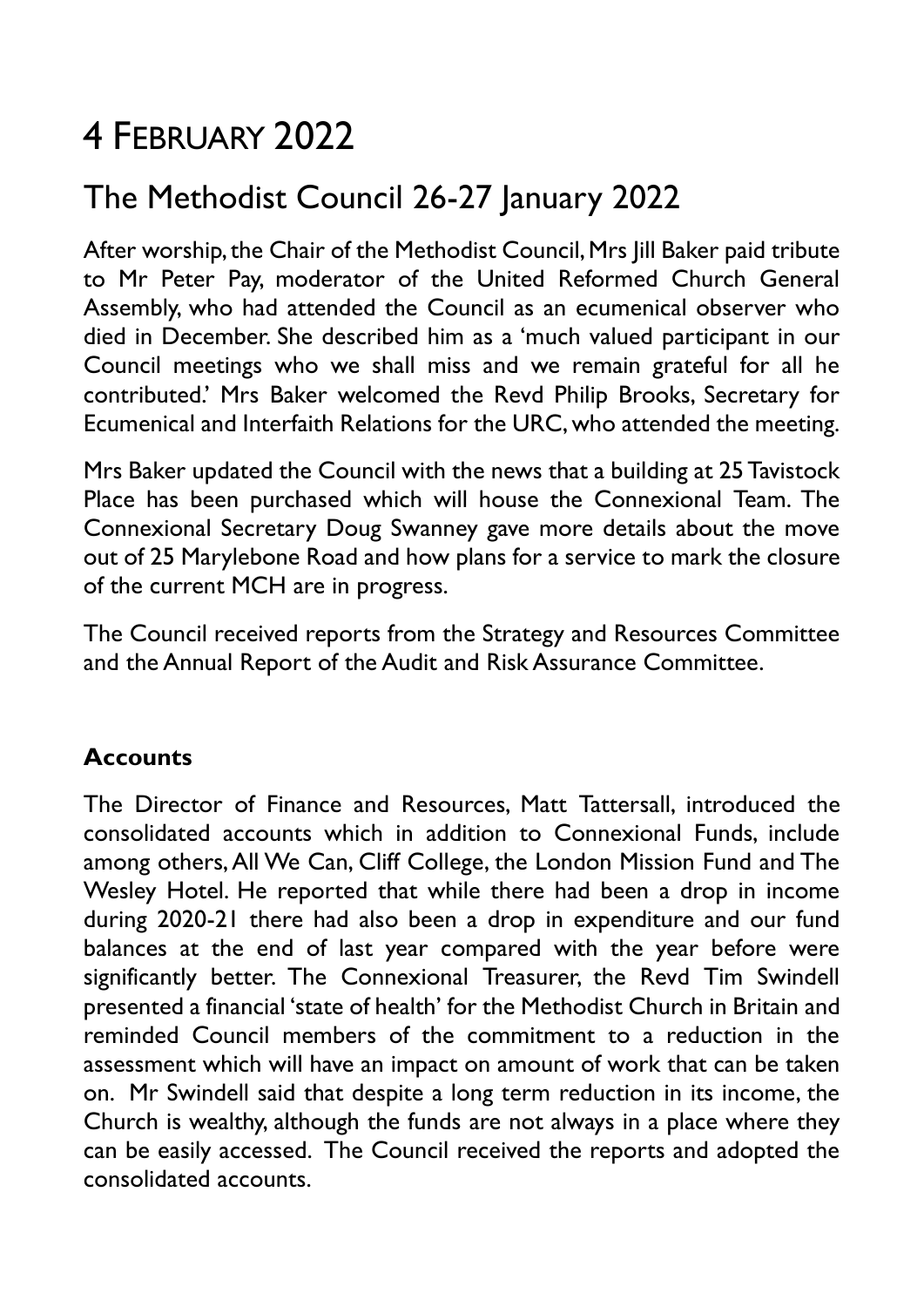# 4 February 2022

## The Methodist Council 26-27 January 2022

After worship, the Chair of the Methodist Council, Mrs Jill Baker paid tribute to Mr Peter Pay, moderator of the United Reformed Church General Assembly, who had attended the Council as an ecumenical observer who died in December. She described him as a 'much valued participant in our Council meetings who we shall miss and we remain grateful for all he contributed.' Mrs Baker welcomed the Revd Philip Brooks, Secretary for Ecumenical and Interfaith Relations for the URC, who attended the meeting.

Mrs Baker updated the Council with the news that a building at 25 Tavistock Place has been purchased which will house the Connexional Team. The Connexional Secretary Doug Swanney gave more details about the move out of 25 Marylebone Road and how plans for a service to mark the closure of the current MCH are in progress.

The Council received reports from the Strategy and Resources Committee and the Annual Report of the Audit and Risk Assurance Committee.

### Accounts

The Director of Finance and Resources, Matt Tattersall, introduced the consolidated accounts which in addition to Connexional Funds, include among others, All We Can, Cliff College, the London Mission Fund and The Wesley Hotel. He reported that while there had been a drop in income during 2020-21 there had also been a drop in expenditure and our fund balances at the end of last year compared with the year before were significantly better. The Connexional Treasurer, the Revd Tim Swindell presented a financial 'state of health' for the Methodist Church in Britain and reminded Council members of the commitment to a reduction in the assessment which will have an impact on amount of work that can be taken on. Mr Swindell said that despite a long term reduction in its income, the Church is wealthy, although the funds are not always in a place where they can be easily accessed. The Council received the reports and adopted the consolidated accounts.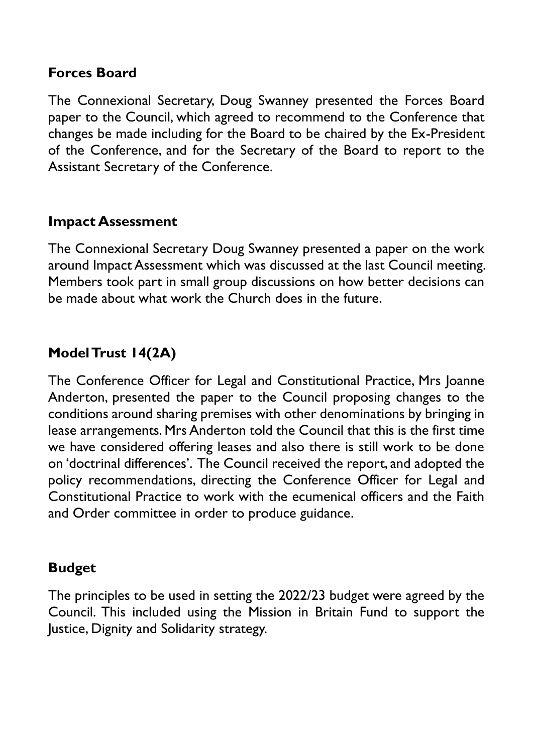## Forces Board

The Connexional Secretary, Doug Swanney presented the Forces Board paper to the Council, which agreed to recommend to the Conference that changes be made including for the Board to be chaired by the Ex-President of the Conference, and for the Secretary of the Board to report to the Assistant Secretary of the Conference.

## Impact Assessment

The Connexional Secretary Doug Swanney presented a paper on the work around Impact Assessment which was discussed at the last Council meeting. Members took part in small group discussions on how better decisions can be made about what work the Church does in the future.

## Model Trust 14(2A)

The Conference Officer for Legal and Constitutional Practice, Mrs Joanne Anderton, presented the paper to the Council proposing changes to the conditions around sharing premises with other denominations by bringing in lease arrangements. Mrs Anderton told the Council that this is the first time we have considered offering leases and also there is still work to be done on 'doctrinal differences'. The Council received the report, and adopted the policy recommendations, directing the Conference Officer for Legal and Constitutional Practice to work with the ecumenical officers and the Faith and Order committee in order to produce guidance.

## Budget

The principles to be used in setting the 2022/23 budget were agreed by the Council. This included using the Mission in Britain Fund to support the Justice, Dignity and Solidarity strategy.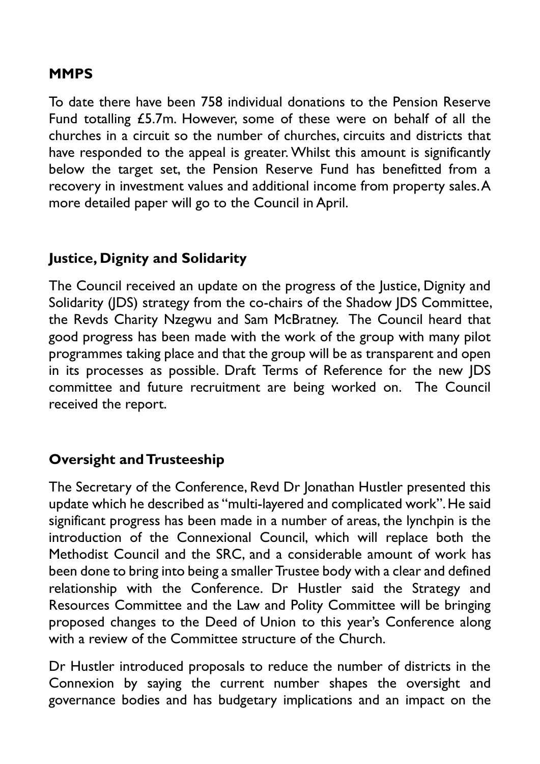## MMPS

To date there have been 758 individual donations to the Pension Reserve Fund totalling £5.7m. However, some of these were on behalf of all the churches in a circuit so the number of churches, circuits and districts that have responded to the appeal is greater. Whilst this amount is significantly below the target set, the Pension Reserve Fund has benefitted from a recovery in investment values and additional income from property sales. A more detailed paper will go to the Council in April.

## Justice, Dignity and Solidarity

The Council received an update on the progress of the Justice, Dignity and Solidarity (JDS) strategy from the co-chairs of the Shadow JDS Committee, the Revds Charity Nzegwu and Sam McBratney. The Council heard that good progress has been made with the work of the group with many pilot programmes taking place and that the group will be as transparent and open in its processes as possible. Draft Terms of Reference for the new JDS committee and future recruitment are being worked on. The Council received the report.

## Oversight and Trusteeship

The Secretary of the Conference, Revd Dr Jonathan Hustler presented this update which he described as "multi-layered and complicated work". He said significant progress has been made in a number of areas, the lynchpin is the introduction of the Connexional Council, which will replace both the Methodist Council and the SRC, and a considerable amount of work has been done to bring into being a smaller Trustee body with a clear and defined relationship with the Conference. Dr Hustler said the Strategy and Resources Committee and the Law and Polity Committee will be bringing proposed changes to the Deed of Union to this year's Conference along with a review of the Committee structure of the Church.

Dr Hustler introduced proposals to reduce the number of districts in the Connexion by saying the current number shapes the oversight and governance bodies and has budgetary implications and an impact on the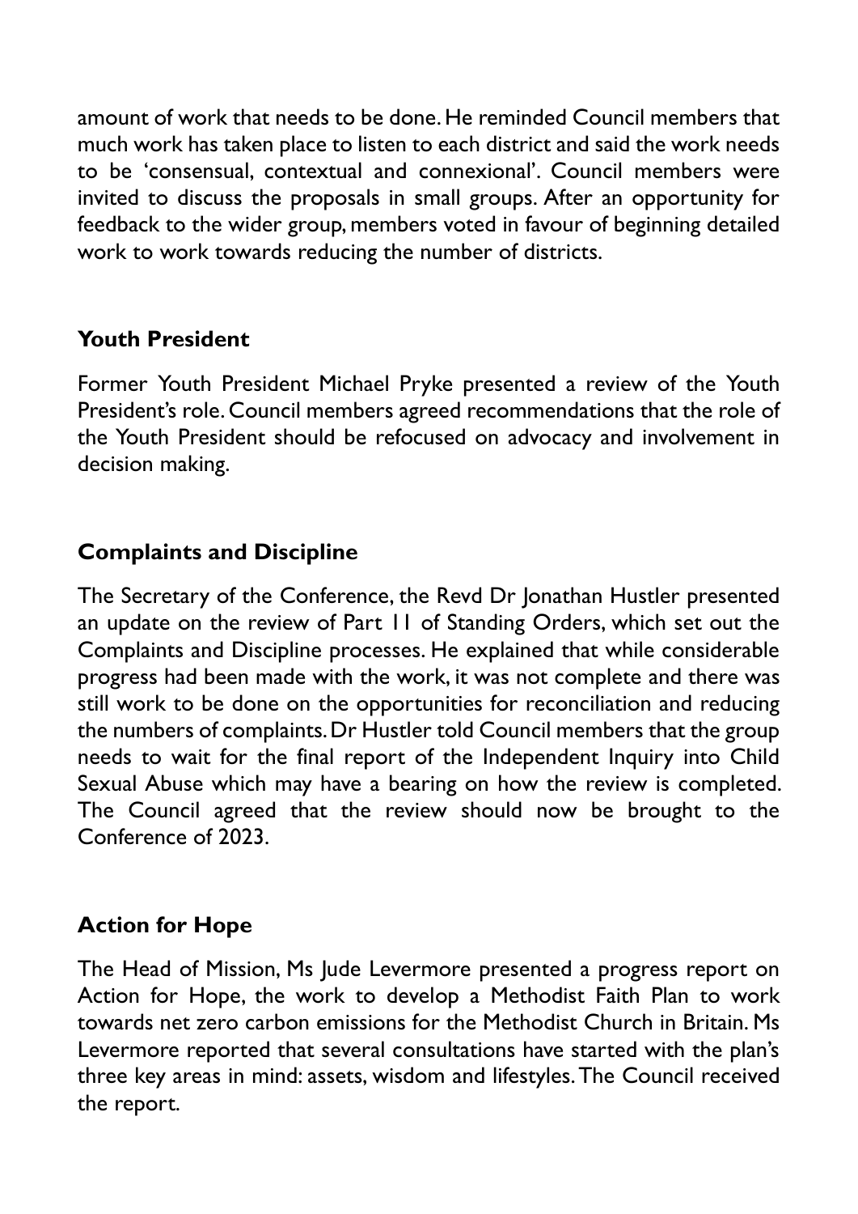amount of work that needs to be done. He reminded Council members that much work has taken place to listen to each district and said the work needs to be 'consensual, contextual and connexional'. Council members were invited to discuss the proposals in small groups. After an opportunity for feedback to the wider group, members voted in favour of beginning detailed work to work towards reducing the number of districts.

## Youth President

Former Youth President Michael Pryke presented a review of the Youth President's role. Council members agreed recommendations that the role of the Youth President should be refocused on advocacy and involvement in decision making.

## Complaints and Discipline

The Secretary of the Conference, the Revd Dr Jonathan Hustler presented an update on the review of Part 11 of Standing Orders, which set out the Complaints and Discipline processes. He explained that while considerable progress had been made with the work, it was not complete and there was still work to be done on the opportunities for reconciliation and reducing the numbers of complaints. Dr Hustler told Council members that the group needs to wait for the final report of the Independent Inquiry into Child Sexual Abuse which may have a bearing on how the review is completed. The Council agreed that the review should now be brought to the Conference of 2023.

## Action for Hope

The Head of Mission, Ms Jude Levermore presented a progress report on Action for Hope, the work to develop a Methodist Faith Plan to work towards net zero carbon emissions for the Methodist Church in Britain. Ms Levermore reported that several consultations have started with the plan's three key areas in mind: assets, wisdom and lifestyles. The Council received the report.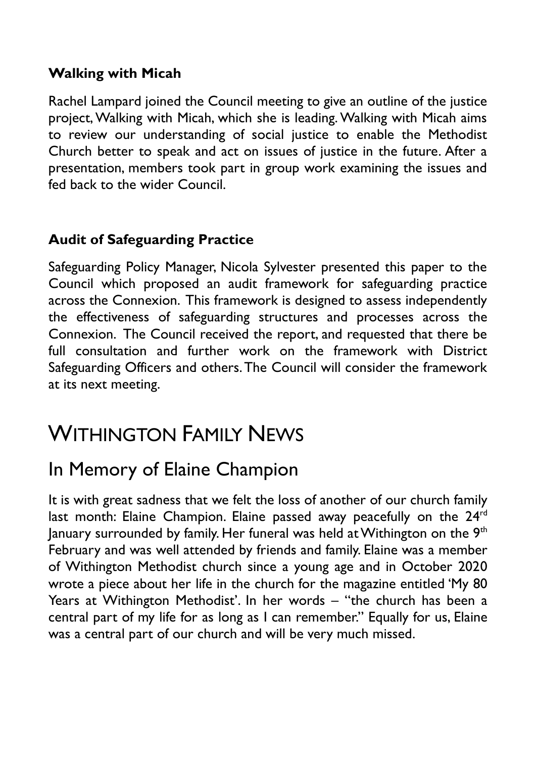### Walking with Micah

Rachel Lampard joined the Council meeting to give an outline of the justice project, Walking with Micah, which she is leading. Walking with Micah aims to review our understanding of social justice to enable the Methodist Church better to speak and act on issues of justice in the future. After a presentation, members took part in group work examining the issues and fed back to the wider Council.

### Audit of Safeguarding Practice

Safeguarding Policy Manager, Nicola Sylvester presented this paper to the Council which proposed an audit framework for safeguarding practice across the Connexion. This framework is designed to assess independently the effectiveness of safeguarding structures and processes across the Connexion. The Council received the report, and requested that there be full consultation and further work on the framework with District Safeguarding Officers and others. The Council will consider the framework at its next meeting.

# WITHINGTON FAMILY NEWS

## In Memory of Elaine Champion

It is with great sadness that we felt the loss of another of our church family last month: Elaine Champion. Elaine passed away peacefully on the 24th January surrounded by family. Her funeral was held at Withington on the 9th February and was well attended by friends and family. Elaine was a member of Withington Methodist church since a young age and in October 2020 wrote a piece about her life in the church for the magazine entitled 'My 80 Years at Withington Methodist'. In her words – "the church has been a central part of my life for as long as I can remember." Equally for us, Elaine was a central part of our church and will be very much missed.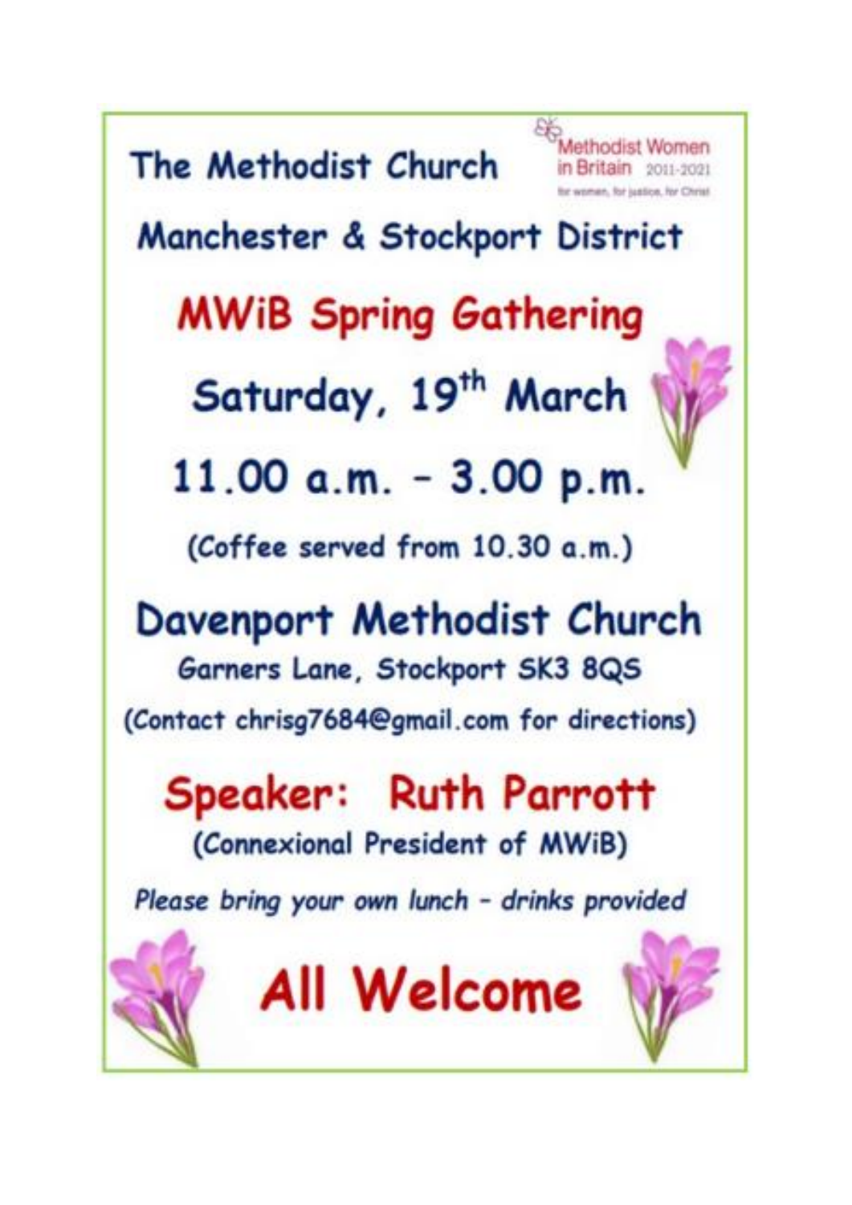The Methodist Church

Methodist Women in Britain 2011-2021
for women, for justice, for Christ

# Manchester & Stockport District

## MWiB Spring Gathering

## Saturday, 19th March

## 11.00 a.m. – 3.00 p.m.

(Coffee served from 10.30 a.m.)

## Davenport Methodist Church

Garners Lane, Stockport SK3 8QS

(Contact chrisg7684@gmail.com for directions)

## Speaker: Ruth Parrott

(Connexional President of MWiB)

*Please bring your own lunch – drinks provided*

## All Welcome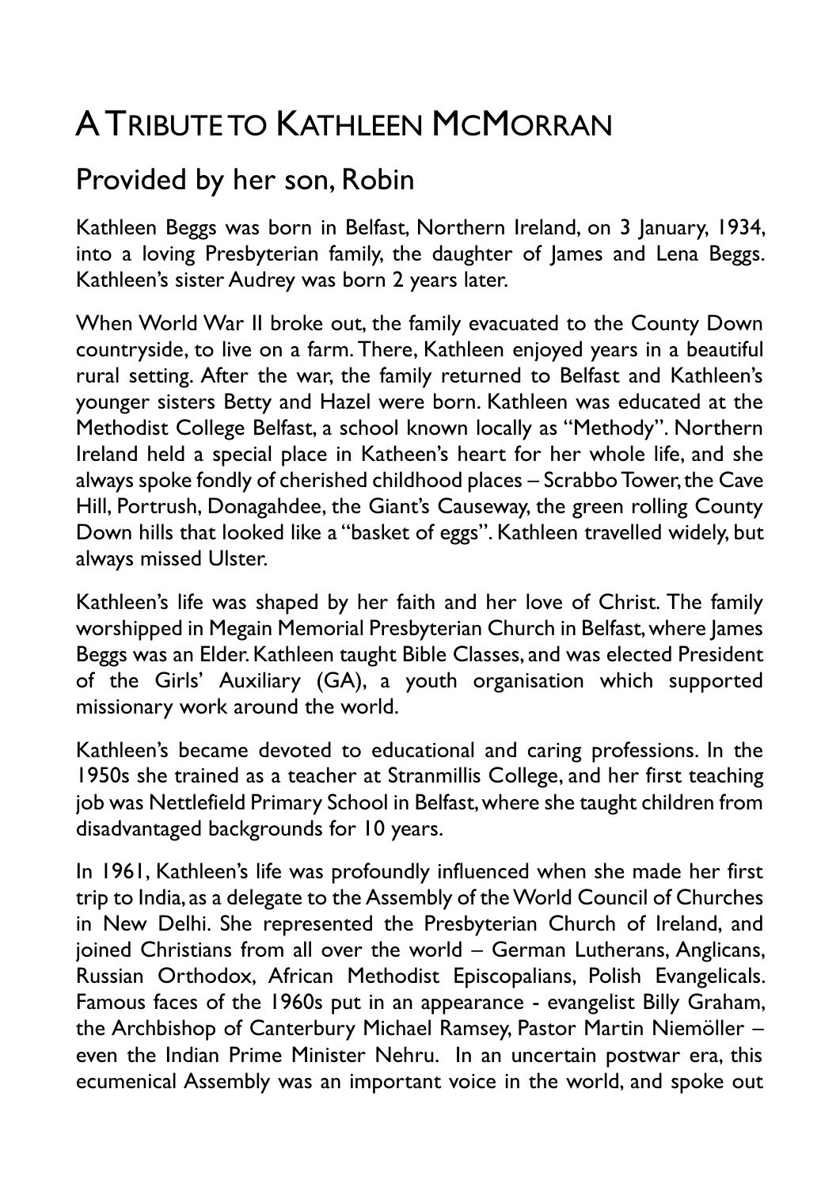# A Tribute to Kathleen McMorran

## Provided by her son, Robin

Kathleen Beggs was born in Belfast, Northern Ireland, on 3 January, 1934, into a loving Presbyterian family, the daughter of James and Lena Beggs. Kathleen's sister Audrey was born 2 years later.

When World War II broke out, the family evacuated to the County Down countryside, to live on a farm. There, Kathleen enjoyed years in a beautiful rural setting. After the war, the family returned to Belfast and Kathleen's younger sisters Betty and Hazel were born. Kathleen was educated at the Methodist College Belfast, a school known locally as "Methody". Northern Ireland held a special place in Katheen's heart for her whole life, and she always spoke fondly of cherished childhood places – Scrabbo Tower, the Cave Hill, Portrush, Donagahdee, the Giant's Causeway, the green rolling County Down hills that looked like a "basket of eggs". Kathleen travelled widely, but always missed Ulster.

Kathleen's life was shaped by her faith and her love of Christ. The family worshipped in Megain Memorial Presbyterian Church in Belfast, where James Beggs was an Elder. Kathleen taught Bible Classes, and was elected President of the Girls' Auxiliary (GA), a youth organisation which supported missionary work around the world.

Kathleen's became devoted to educational and caring professions. In the 1950s she trained as a teacher at Stranmillis College, and her first teaching job was Nettlefield Primary School in Belfast, where she taught children from disadvantaged backgrounds for 10 years.

In 1961, Kathleen's life was profoundly influenced when she made her first trip to India, as a delegate to the Assembly of the World Council of Churches in New Delhi. She represented the Presbyterian Church of Ireland, and joined Christians from all over the world – German Lutherans, Anglicans, Russian Orthodox, African Methodist Episcopalians, Polish Evangelicals. Famous faces of the 1960s put in an appearance - evangelist Billy Graham, the Archbishop of Canterbury Michael Ramsey, Pastor Martin Niemöller – even the Indian Prime Minister Nehru. In an uncertain postwar era, this ecumenical Assembly was an important voice in the world, and spoke out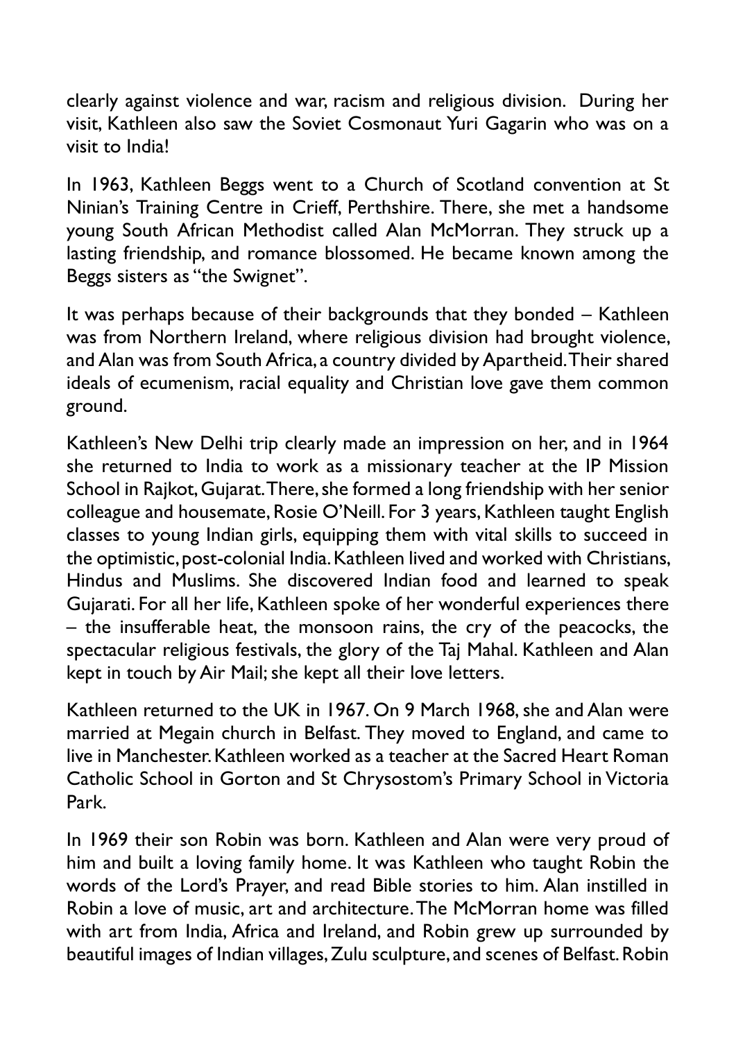clearly against violence and war, racism and religious division. During her visit, Kathleen also saw the Soviet Cosmonaut Yuri Gagarin who was on a visit to India!

In 1963, Kathleen Beggs went to a Church of Scotland convention at St Ninian's Training Centre in Crieff, Perthshire. There, she met a handsome young South African Methodist called Alan McMorran. They struck up a lasting friendship, and romance blossomed. He became known among the Beggs sisters as "the Swignet".

It was perhaps because of their backgrounds that they bonded – Kathleen was from Northern Ireland, where religious division had brought violence, and Alan was from South Africa, a country divided by Apartheid. Their shared ideals of ecumenism, racial equality and Christian love gave them common ground.

Kathleen's New Delhi trip clearly made an impression on her, and in 1964 she returned to India to work as a missionary teacher at the IP Mission School in Rajkot, Gujarat. There, she formed a long friendship with her senior colleague and housemate, Rosie O'Neill. For 3 years, Kathleen taught English classes to young Indian girls, equipping them with vital skills to succeed in the optimistic, post-colonial India. Kathleen lived and worked with Christians, Hindus and Muslims. She discovered Indian food and learned to speak Gujarati. For all her life, Kathleen spoke of her wonderful experiences there – the insufferable heat, the monsoon rains, the cry of the peacocks, the spectacular religious festivals, the glory of the Taj Mahal. Kathleen and Alan kept in touch by Air Mail; she kept all their love letters.

Kathleen returned to the UK in 1967. On 9 March 1968, she and Alan were married at Megain church in Belfast. They moved to England, and came to live in Manchester. Kathleen worked as a teacher at the Sacred Heart Roman Catholic School in Gorton and St Chrysostom's Primary School in Victoria Park.

In 1969 their son Robin was born. Kathleen and Alan were very proud of him and built a loving family home. It was Kathleen who taught Robin the words of the Lord's Prayer, and read Bible stories to him. Alan instilled in Robin a love of music, art and architecture. The McMorran home was filled with art from India, Africa and Ireland, and Robin grew up surrounded by beautiful images of Indian villages, Zulu sculpture, and scenes of Belfast. Robin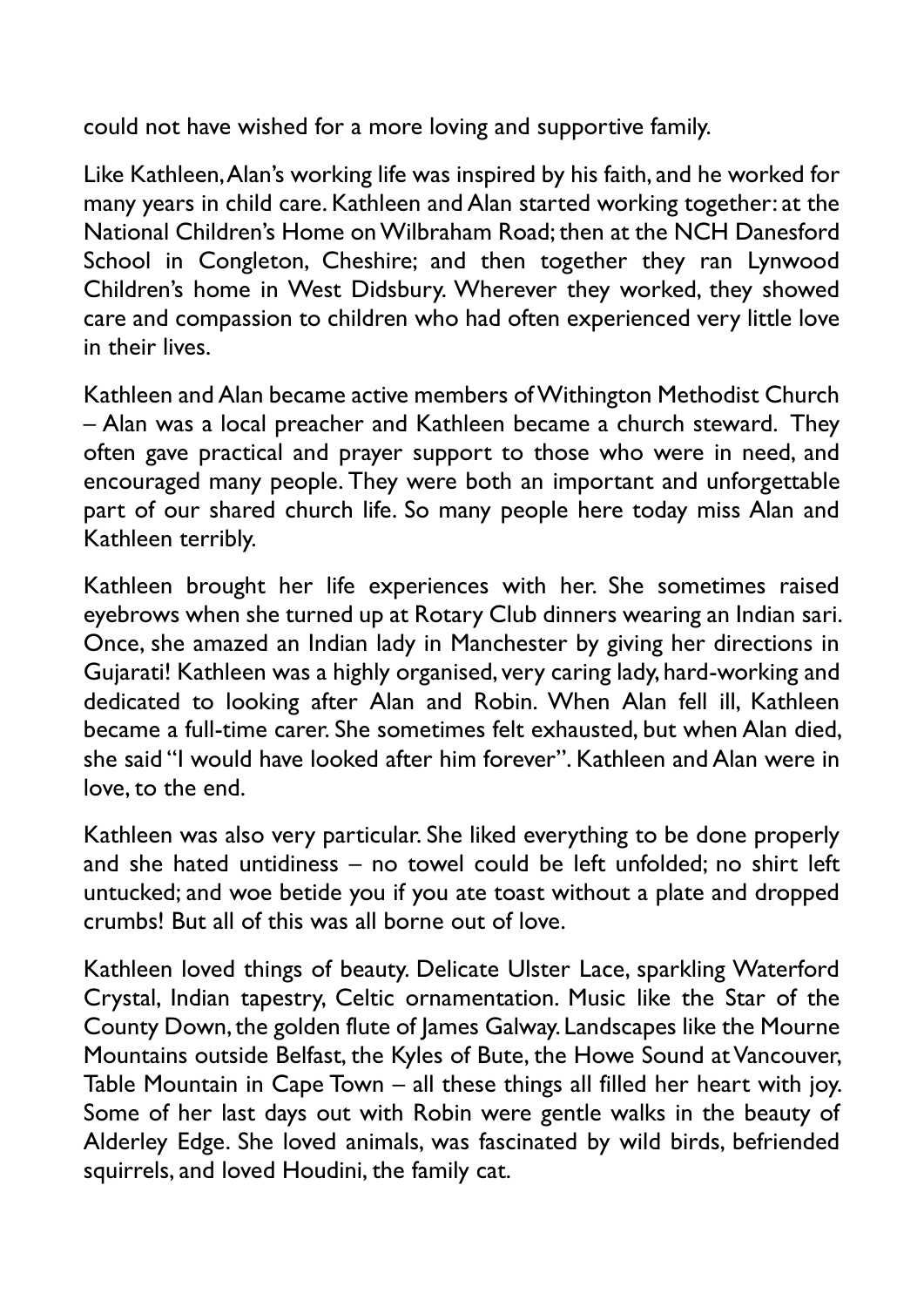could not have wished for a more loving and supportive family.

Like Kathleen, Alan's working life was inspired by his faith, and he worked for many years in child care. Kathleen and Alan started working together: at the National Children's Home on Wilbraham Road; then at the NCH Danesford School in Congleton, Cheshire; and then together they ran Lynwood Children's home in West Didsbury. Wherever they worked, they showed care and compassion to children who had often experienced very little love in their lives.

Kathleen and Alan became active members of Withington Methodist Church – Alan was a local preacher and Kathleen became a church steward. They often gave practical and prayer support to those who were in need, and encouraged many people. They were both an important and unforgettable part of our shared church life. So many people here today miss Alan and Kathleen terribly.

Kathleen brought her life experiences with her. She sometimes raised eyebrows when she turned up at Rotary Club dinners wearing an Indian sari. Once, she amazed an Indian lady in Manchester by giving her directions in Gujarati! Kathleen was a highly organised, very caring lady, hard-working and dedicated to looking after Alan and Robin. When Alan fell ill, Kathleen became a full-time carer. She sometimes felt exhausted, but when Alan died, she said "I would have looked after him forever". Kathleen and Alan were in love, to the end.

Kathleen was also very particular. She liked everything to be done properly and she hated untidiness – no towel could be left unfolded; no shirt left untucked; and woe betide you if you ate toast without a plate and dropped crumbs! But all of this was all borne out of love.

Kathleen loved things of beauty. Delicate Ulster Lace, sparkling Waterford Crystal, Indian tapestry, Celtic ornamentation. Music like the Star of the County Down, the golden flute of James Galway. Landscapes like the Mourne Mountains outside Belfast, the Kyles of Bute, the Howe Sound at Vancouver, Table Mountain in Cape Town – all these things all filled her heart with joy. Some of her last days out with Robin were gentle walks in the beauty of Alderley Edge. She loved animals, was fascinated by wild birds, befriended squirrels, and loved Houdini, the family cat.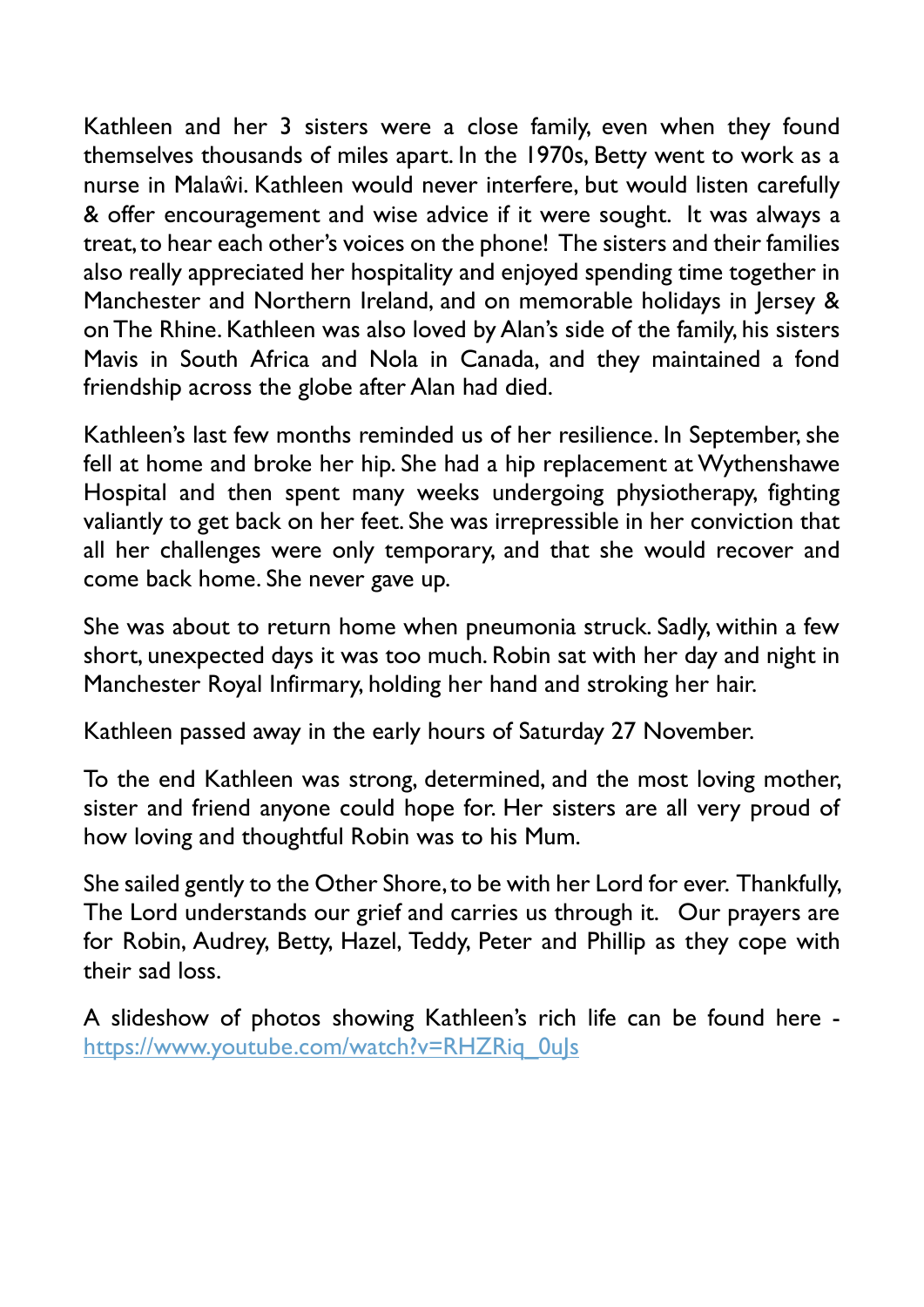Kathleen and her 3 sisters were a close family, even when they found themselves thousands of miles apart. In the 1970s, Betty went to work as a nurse in Malaŵi. Kathleen would never interfere, but would listen carefully & offer encouragement and wise advice if it were sought. It was always a treat, to hear each other's voices on the phone! The sisters and their families also really appreciated her hospitality and enjoyed spending time together in Manchester and Northern Ireland, and on memorable holidays in Jersey & on The Rhine. Kathleen was also loved by Alan's side of the family, his sisters Mavis in South Africa and Nola in Canada, and they maintained a fond friendship across the globe after Alan had died.

Kathleen's last few months reminded us of her resilience. In September, she fell at home and broke her hip. She had a hip replacement at Wythenshawe Hospital and then spent many weeks undergoing physiotherapy, fighting valiantly to get back on her feet. She was irrepressible in her conviction that all her challenges were only temporary, and that she would recover and come back home. She never gave up.

She was about to return home when pneumonia struck. Sadly, within a few short, unexpected days it was too much. Robin sat with her day and night in Manchester Royal Infirmary, holding her hand and stroking her hair.

Kathleen passed away in the early hours of Saturday 27 November.

To the end Kathleen was strong, determined, and the most loving mother, sister and friend anyone could hope for. Her sisters are all very proud of how loving and thoughtful Robin was to his Mum.

She sailed gently to the Other Shore, to be with her Lord for ever. Thankfully, The Lord understands our grief and carries us through it. Our prayers are for Robin, Audrey, Betty, Hazel, Teddy, Peter and Phillip as they cope with their sad loss.

A slideshow of photos showing Kathleen's rich life can be found here - [https://www.youtube.com/watch?v=RHZRiq_0uJs](https://www.youtube.com/watch?v=RHZRiq_0uJs)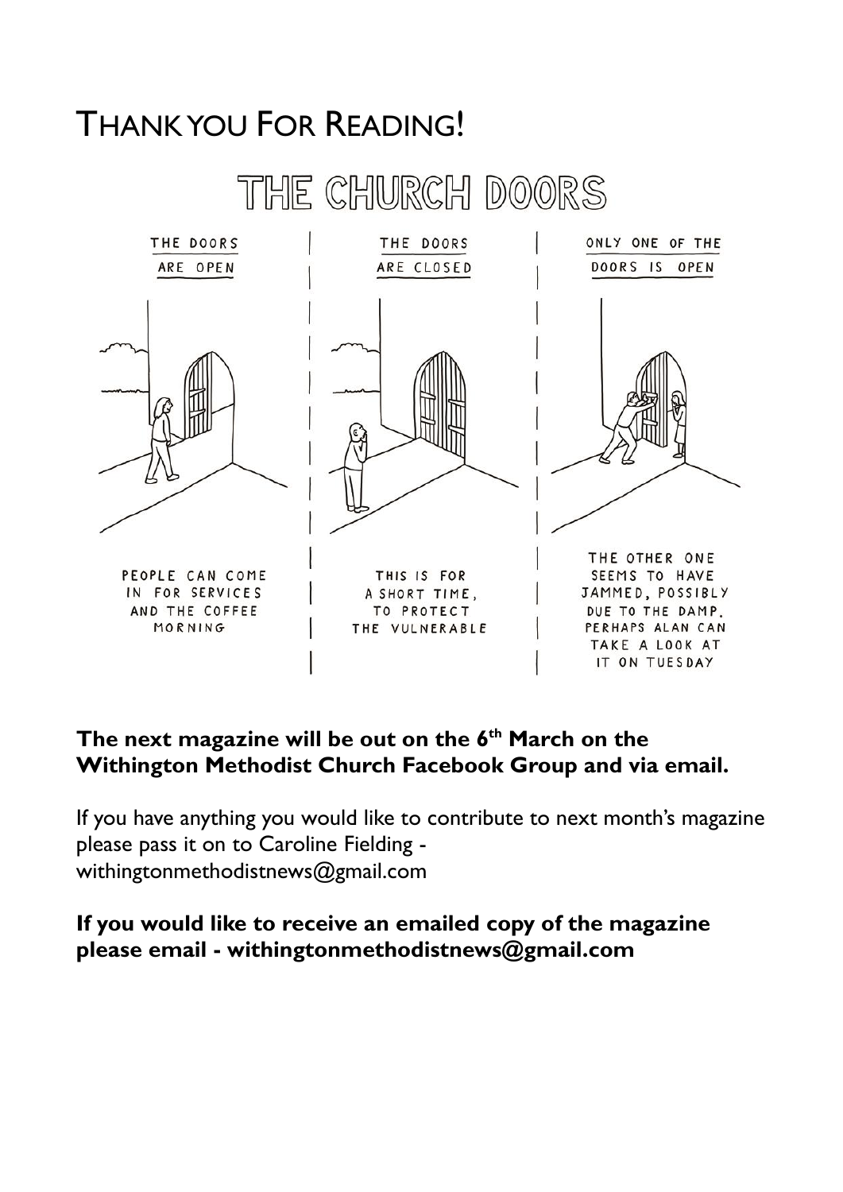# Thank you For Reading!

THE CHURCH DOORS

| THE DOORS ARE OPEN | THE DOORS ARE CLOSED | ONLY ONE OF THE DOORS IS OPEN |
| --- | --- | --- |
| PEOPLE CAN COME IN FOR SERVICES AND THE COFFEE MORNING | THIS IS FOR A SHORT TIME, TO PROTECT THE VULNERABLE | THE OTHER ONE SEEMS TO HAVE JAMMED, POSSIBLY DUE TO THE DAMP. PERHAPS ALAN CAN TAKE A LOOK AT IT ON TUESDAY |

**The next magazine will be out on the 6th March on the Withington Methodist Church Facebook Group and via email.**

If you have anything you would like to contribute to next month's magazine please pass it on to Caroline Fielding - withingtonmethodistnews@gmail.com

**If you would like to receive an emailed copy of the magazine please email - withingtonmethodistnews@gmail.com**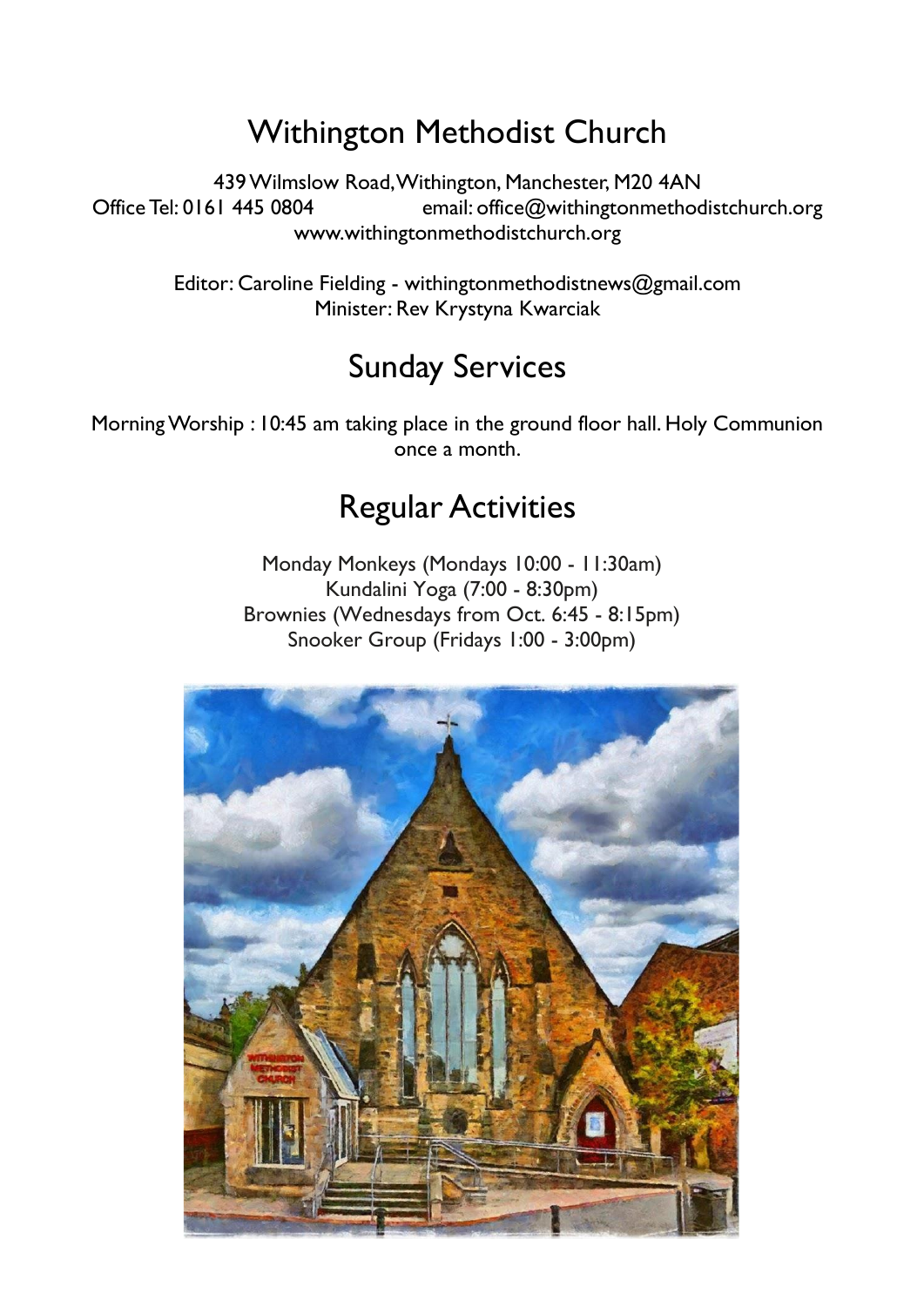# Withington Methodist Church

439 Wilmslow Road, Withington, Manchester, M20 4AN
Office Tel: 0161 445 0804 email: office@withingtonmethodistchurch.org
www.withingtonmethodistchurch.org

Editor: Caroline Fielding - withingtonmethodistnews@gmail.com
Minister: Rev Krystyna Kwarciak

## Sunday Services

Morning Worship : 10:45 am taking place in the ground floor hall. Holy Communion once a month.

## Regular Activities

Monday Monkeys (Mondays 10:00 - 11:30am)
Kundalini Yoga (7:00 - 8:30pm)
Brownies (Wednesdays from Oct. 6:45 - 8:15pm)
Snooker Group (Fridays 1:00 - 3:00pm)